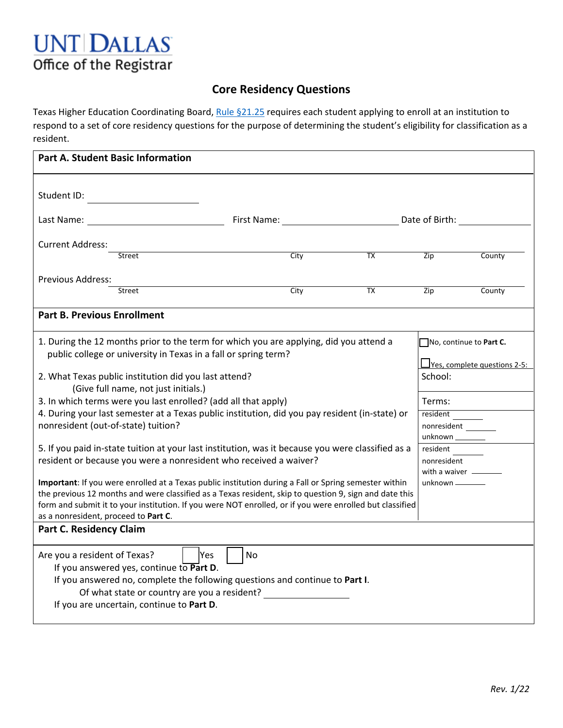UNT | DALLAS
Office of the Registrar

# Core Residency Questions

Texas Higher Education Coordinating Board, Rule §21.25 requires each student applying to enroll at an institution to respond to a set of core residency questions for the purpose of determining the student's eligibility for classification as a resident.

## Part A. Student Basic Information

Student ID: ____________________

Last Name: ____________________ First Name: ____________________ Date of Birth: ______________

Current Address: ______________________________________________
Street City TX Zip County

Previous Address: ______________________________________________
Street City TX Zip County

## Part B. Previous Enrollment

| Question | Response |
|---|---|
| 1. During the 12 months prior to the term for which you are applying, did you attend a public college or university in Texas in a fall or spring term? | ☐ No, continue to **Part C.**<br>☐ Yes, complete questions 2-5: |
| 2. What Texas public institution did you last attend? (Give full name, not just initials.) | School: |
| 3. In which terms were you last enrolled? (add all that apply) | Terms: |
| 4. During your last semester at a Texas public institution, did you pay resident (in-state) or nonresident (out-of-state) tuition? | resident ______<br>nonresident ______<br>unknown ______ |
| 5. If you paid in-state tuition at your last institution, was it because you were classified as a resident or because you were a nonresident who received a waiver? | resident ______<br>nonresident with a waiver ______<br>unknown ______ |

**Important**: If you were enrolled at a Texas public institution during a Fall or Spring semester within the previous 12 months and were classified as a Texas resident, skip to question 9, sign and date this form and submit it to your institution. If you were NOT enrolled, or if you were enrolled but classified as a nonresident, proceed to **Part C**.

## Part C. Residency Claim

Are you a resident of Texas? ☐ Yes ☐ No

If you answered yes, continue to **Part D**.

If you answered no, complete the following questions and continue to **Part I**.

Of what state or country are you a resident? ____________________

If you are uncertain, continue to **Part D**.

*Rev. 1/22*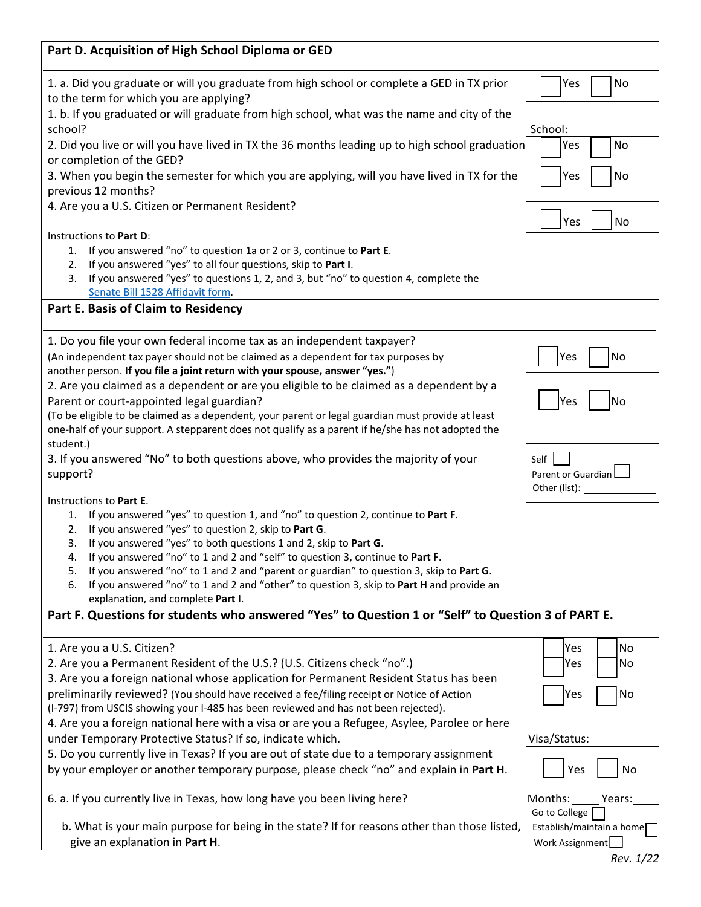## Part D. Acquisition of High School Diploma or GED

| Question | Response |
|---|---|
| 1. a. Did you graduate or will you graduate from high school or complete a GED in TX prior to the term for which you are applying? | ☐ Yes ☐ No |
| 1. b. If you graduated or will graduate from high school, what was the name and city of the school? | School: |
| 2. Did you live or will you have lived in TX the 36 months leading up to high school graduation or completion of the GED? | ☐ Yes ☐ No |
| 3. When you begin the semester for which you are applying, will you have lived in TX for the previous 12 months? | ☐ Yes ☐ No |
| 4. Are you a U.S. Citizen or Permanent Resident? | ☐ Yes ☐ No |

Instructions to **Part D**:

1. If you answered "no" to question 1a or 2 or 3, continue to **Part E**.
2. If you answered "yes" to all four questions, skip to **Part I**.
3. If you answered "yes" to questions 1, 2, and 3, but "no" to question 4, complete the Senate Bill 1528 Affidavit form.

## Part E. Basis of Claim to Residency

| Question | Response |
|---|---|
| 1. Do you file your own federal income tax as an independent taxpayer? (An independent tax payer should not be claimed as a dependent for tax purposes by another person. **If you file a joint return with your spouse, answer "yes."**) | ☐ Yes ☐ No |
| 2. Are you claimed as a dependent or are you eligible to be claimed as a dependent by a Parent or court-appointed legal guardian? (To be eligible to be claimed as a dependent, your parent or legal guardian must provide at least one-half of your support. A stepparent does not qualify as a parent if he/she has not adopted the student.) | ☐ Yes ☐ No |
| 3. If you answered "No" to both questions above, who provides the majority of your support? | Self ☐ Parent or Guardian ☐ Other (list): ______ |

Instructions to **Part E**.

1. If you answered "yes" to question 1, and "no" to question 2, continue to **Part F**.
2. If you answered "yes" to question 2, skip to **Part G**.
3. If you answered "yes" to both questions 1 and 2, skip to **Part G**.
4. If you answered "no" to 1 and 2 and "self" to question 3, continue to **Part F**.
5. If you answered "no" to 1 and 2 and "parent or guardian" to question 3, skip to **Part G**.
6. If you answered "no" to 1 and 2 and "other" to question 3, skip to **Part H** and provide an explanation, and complete **Part I**.

## Part F. Questions for students who answered "Yes" to Question 1 or "Self" to Question 3 of PART E.

| Question | Response |
|---|---|
| 1. Are you a U.S. Citizen? | ☐ Yes ☐ No |
| 2. Are you a Permanent Resident of the U.S.? (U.S. Citizens check "no".) | ☐ Yes ☐ No |
| 3. Are you a foreign national whose application for Permanent Resident Status has been preliminarily reviewed? (You should have received a fee/filing receipt or Notice of Action (I-797) from USCIS showing your I-485 has been reviewed and has not been rejected). | ☐ Yes ☐ No |
| 4. Are you a foreign national here with a visa or are you a Refugee, Asylee, Parolee or here under Temporary Protective Status? If so, indicate which. | Visa/Status: |
| 5. Do you currently live in Texas? If you are out of state due to a temporary assignment by your employer or another temporary purpose, please check "no" and explain in **Part H**. | ☐ Yes ☐ No |
| 6. a. If you currently live in Texas, how long have you been living here? | Months: ____ Years: ____ |
| b. What is your main purpose for being in the state? If for reasons other than those listed, give an explanation in **Part H**. | Go to College ☐ Establish/maintain a home ☐ Work Assignment ☐ |

Rev. 1/22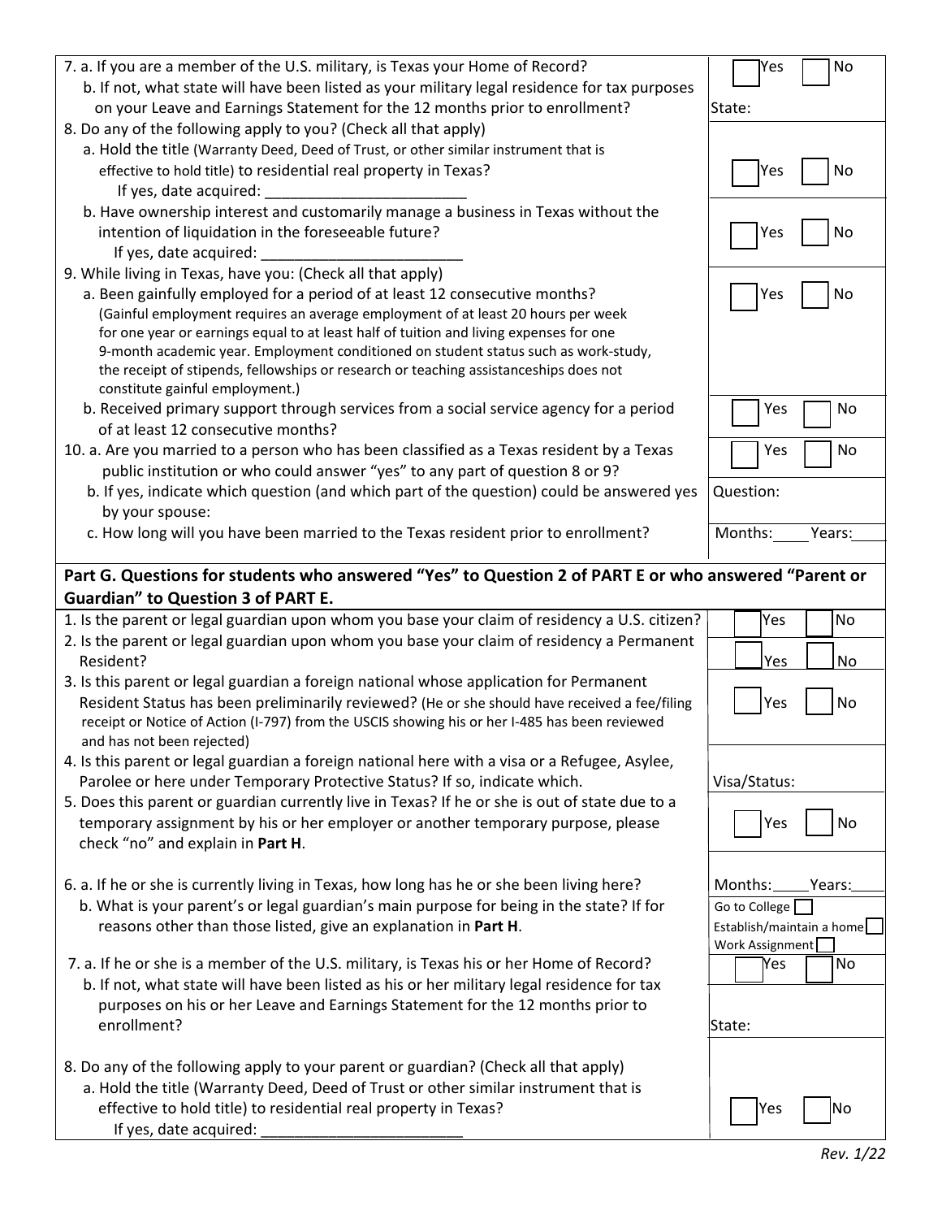| | |
|---|---|
| 7. a. If you are a member of the U.S. military, is Texas your Home of Record? | ☐ Yes ☐ No |
| b. If not, what state will have been listed as your military legal residence for tax purposes on your Leave and Earnings Statement for the 12 months prior to enrollment? | State: |
| 8. Do any of the following apply to you? (Check all that apply) | |
| a. Hold the title (Warranty Deed, Deed of Trust, or other similar instrument that is effective to hold title) to residential real property in Texas? If yes, date acquired: ________________________ | ☐ Yes ☐ No |
| b. Have ownership interest and customarily manage a business in Texas without the intention of liquidation in the foreseeable future? If yes, date acquired: ________________________ | ☐ Yes ☐ No |
| 9. While living in Texas, have you: (Check all that apply) | |
| a. Been gainfully employed for a period of at least 12 consecutive months? (Gainful employment requires an average employment of at least 20 hours per week for one year or earnings equal to at least half of tuition and living expenses for one 9-month academic year. Employment conditioned on student status such as work-study, the receipt of stipends, fellowships or research or teaching assistanceships does not constitute gainful employment.) | ☐ Yes ☐ No |
| b. Received primary support through services from a social service agency for a period of at least 12 consecutive months? | ☐ Yes ☐ No |
| 10. a. Are you married to a person who has been classified as a Texas resident by a Texas public institution or who could answer "yes" to any part of question 8 or 9? | ☐ Yes ☐ No |
| b. If yes, indicate which question (and which part of the question) could be answered yes by your spouse: | Question: |
| c. How long will you have been married to the Texas resident prior to enrollment? | Months:____ Years:____ |

**Part G. Questions for students who answered "Yes" to Question 2 of PART E or who answered "Parent or Guardian" to Question 3 of PART E.**

| | |
|---|---|
| 1. Is the parent or legal guardian upon whom you base your claim of residency a U.S. citizen? | ☐ Yes ☐ No |
| 2. Is the parent or legal guardian upon whom you base your claim of residency a Permanent Resident? | ☐ Yes ☐ No |
| 3. Is this parent or legal guardian a foreign national whose application for Permanent Resident Status has been preliminarily reviewed? (He or she should have received a fee/filing receipt or Notice of Action (I-797) from the USCIS showing his or her I-485 has been reviewed and has not been rejected) | ☐ Yes ☐ No |
| 4. Is this parent or legal guardian a foreign national here with a visa or a Refugee, Asylee, Parolee or here under Temporary Protective Status? If so, indicate which. | Visa/Status: |
| 5. Does this parent or guardian currently live in Texas? If he or she is out of state due to a temporary assignment by his or her employer or another temporary purpose, please check "no" and explain in **Part H**. | ☐ Yes ☐ No |
| 6. a. If he or she is currently living in Texas, how long has he or she been living here? | Months:____ Years:____ |
| b. What is your parent's or legal guardian's main purpose for being in the state? If for reasons other than those listed, give an explanation in **Part H**. | Go to College ☐<br>Establish/maintain a home ☐<br>Work Assignment ☐ |
| 7. a. If he or she is a member of the U.S. military, is Texas his or her Home of Record? | ☐ Yes ☐ No |
| b. If not, what state will have been listed as his or her military legal residence for tax purposes on his or her Leave and Earnings Statement for the 12 months prior to enrollment? | State: |
| 8. Do any of the following apply to your parent or guardian? (Check all that apply) | |
| a. Hold the title (Warranty Deed, Deed of Trust or other similar instrument that is effective to hold title) to residential real property in Texas? If yes, date acquired: ________________________ | ☐ Yes ☐ No |

*Rev. 1/22*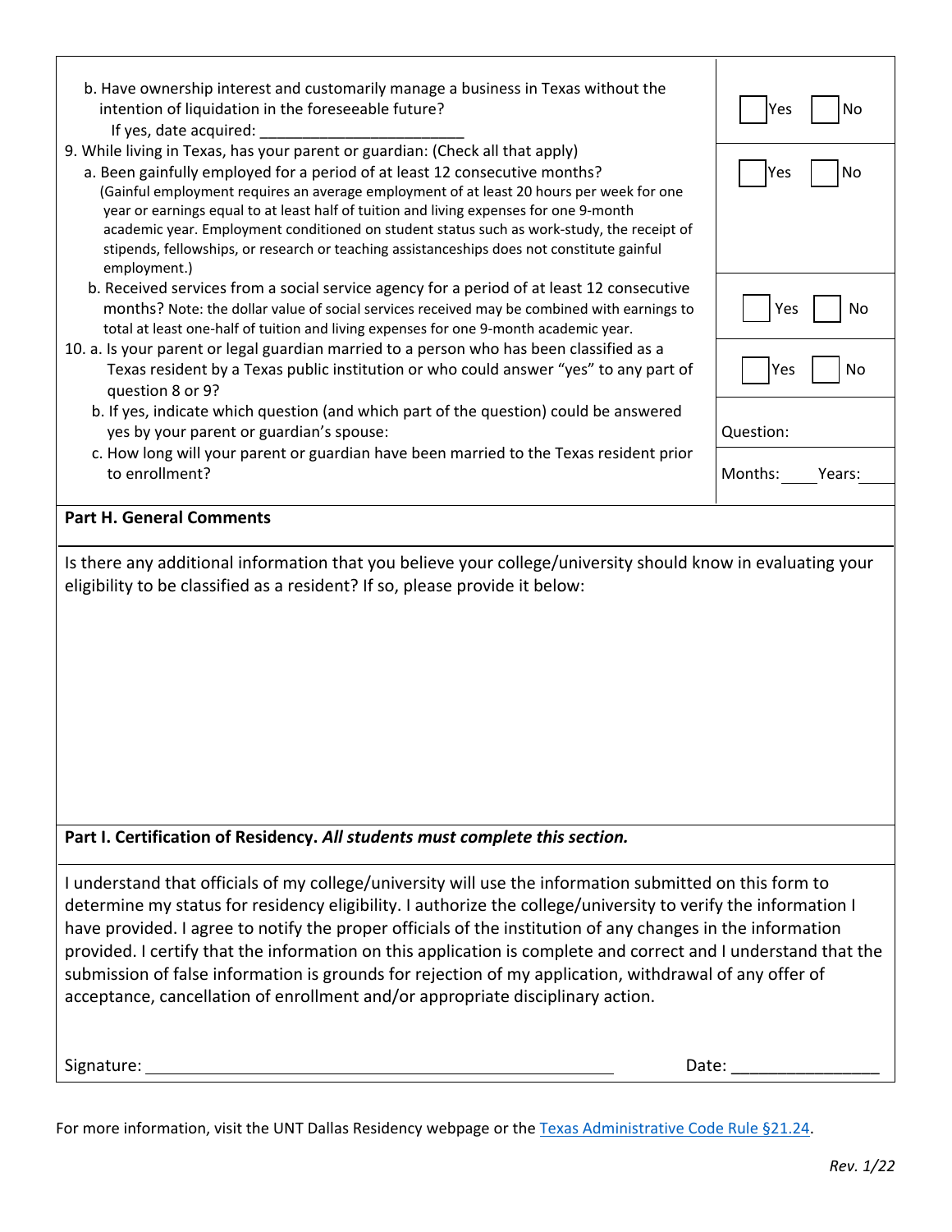| | |
|---|---|
| b. Have ownership interest and customarily manage a business in Texas without the intention of liquidation in the foreseeable future?<br>If yes, date acquired: ________________________ | ☐ Yes ☐ No |
| 9. While living in Texas, has your parent or guardian: (Check all that apply)<br>a. Been gainfully employed for a period of at least 12 consecutive months?<br>(Gainful employment requires an average employment of at least 20 hours per week for one year or earnings equal to at least half of tuition and living expenses for one 9-month academic year. Employment conditioned on student status such as work-study, the receipt of stipends, fellowships, or research or teaching assistanceships does not constitute gainful employment.) | ☐ Yes ☐ No |
| b. Received services from a social service agency for a period of at least 12 consecutive months? Note: the dollar value of social services received may be combined with earnings to total at least one-half of tuition and living expenses for one 9-month academic year. | ☐ Yes ☐ No |
| 10. a. Is your parent or legal guardian married to a person who has been classified as a Texas resident by a Texas public institution or who could answer "yes" to any part of question 8 or 9? | ☐ Yes ☐ No |
| b. If yes, indicate which question (and which part of the question) could be answered yes by your parent or guardian's spouse: | Question: |
| c. How long will your parent or guardian have been married to the Texas resident prior to enrollment? | Months:\_\_\_\_ Years:\_\_\_\_ |

**Part H. General Comments**

Is there any additional information that you believe your college/university should know in evaluating your eligibility to be classified as a resident? If so, please provide it below:

**Part I. Certification of Residency.** ***All students must complete this section.***

I understand that officials of my college/university will use the information submitted on this form to determine my status for residency eligibility. I authorize the college/university to verify the information I have provided. I agree to notify the proper officials of the institution of any changes in the information provided. I certify that the information on this application is complete and correct and I understand that the submission of false information is grounds for rejection of my application, withdrawal of any offer of acceptance, cancellation of enrollment and/or appropriate disciplinary action.

Signature: \_\_\_\_\_\_\_\_\_\_\_\_\_\_\_\_\_\_\_\_\_\_\_\_\_\_\_\_\_\_\_\_\_\_\_\_\_\_\_\_\_\_\_\_\_\_\_\_ Date: \_\_\_\_\_\_\_\_\_\_\_\_\_\_\_\_

For more information, visit the UNT Dallas Residency webpage or the Texas Administrative Code Rule §21.24.

*Rev. 1/22*